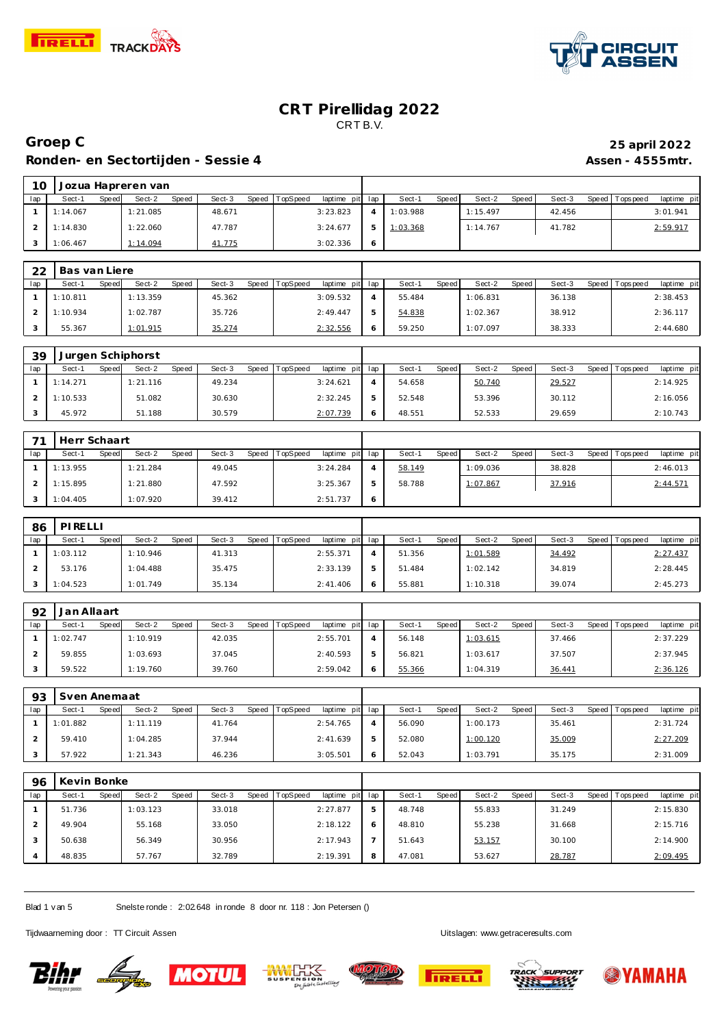# CRT Pirellidag 2022

CRT B.V.

## Groep C

**25 april 2022**

### Ronden- en Sectortijden - Sessie 4

**Assen - 4555mtr.**

**10 Jozua Hapreren van**

| lap | Sect-1 | Speed | Sect-2 | Speed | Sect-3 | Speed | TopSpeed | laptime pit | lap | Sect-1 | Speed | Sect-2 | Speed | Sect-3 | Speed | Topspeed | laptime pit |
|---|---|---|---|---|---|---|---|---|---|---|---|---|---|---|---|---|---|
| 1 | 1:14.067 | | 1:21.085 | | 48.671 | | | 3:23.823 | 4 | 1:03.988 | | 1:15.497 | | 42.456 | | | 3:01.941 |
| 2 | 1:14.830 | | 1:22.060 | | 47.787 | | | 3:24.677 | 5 | 1:03.368 | | 1:14.767 | | 41.782 | | | 2:59.917 |
| 3 | 1:06.467 | | 1:14.094 | | 41.775 | | | 3:02.336 | 6 | | | | | | | | |

**22 Bas van Liere**

| lap | Sect-1 | Speed | Sect-2 | Speed | Sect-3 | Speed | TopSpeed | laptime pit | lap | Sect-1 | Speed | Sect-2 | Speed | Sect-3 | Speed | Topspeed | laptime pit |
|---|---|---|---|---|---|---|---|---|---|---|---|---|---|---|---|---|---|
| 1 | 1:10.811 | | 1:13.359 | | 45.362 | | | 3:09.532 | 4 | 55.484 | | 1:06.831 | | 36.138 | | | 2:38.453 |
| 2 | 1:10.934 | | 1:02.787 | | 35.726 | | | 2:49.447 | 5 | 54.838 | | 1:02.367 | | 38.912 | | | 2:36.117 |
| 3 | 55.367 | | 1:01.915 | | 35.274 | | | 2:32.556 | 6 | 59.250 | | 1:07.097 | | 38.333 | | | 2:44.680 |

**39 Jurgen Schiphorst**

| lap | Sect-1 | Speed | Sect-2 | Speed | Sect-3 | Speed | TopSpeed | laptime pit | lap | Sect-1 | Speed | Sect-2 | Speed | Sect-3 | Speed | Topspeed | laptime pit |
|---|---|---|---|---|---|---|---|---|---|---|---|---|---|---|---|---|---|
| 1 | 1:14.271 | | 1:21.116 | | 49.234 | | | 3:24.621 | 4 | 54.658 | | 50.740 | | 29.527 | | | 2:14.925 |
| 2 | 1:10.533 | | 51.082 | | 30.630 | | | 2:32.245 | 5 | 52.548 | | 53.396 | | 30.112 | | | 2:16.056 |
| 3 | 45.972 | | 51.188 | | 30.579 | | | 2:07.739 | 6 | 48.551 | | 52.533 | | 29.659 | | | 2:10.743 |

**71 Herr Schaart**

| lap | Sect-1 | Speed | Sect-2 | Speed | Sect-3 | Speed | TopSpeed | laptime pit | lap | Sect-1 | Speed | Sect-2 | Speed | Sect-3 | Speed | Topspeed | laptime pit |
|---|---|---|---|---|---|---|---|---|---|---|---|---|---|---|---|---|---|
| 1 | 1:13.955 | | 1:21.284 | | 49.045 | | | 3:24.284 | 4 | 58.149 | | 1:09.036 | | 38.828 | | | 2:46.013 |
| 2 | 1:15.895 | | 1:21.880 | | 47.592 | | | 3:25.367 | 5 | 58.788 | | 1:07.867 | | 37.916 | | | 2:44.571 |
| 3 | 1:04.405 | | 1:07.920 | | 39.412 | | | 2:51.737 | 6 | | | | | | | | |

**86 PIRELLI**

| lap | Sect-1 | Speed | Sect-2 | Speed | Sect-3 | Speed | TopSpeed | laptime pit | lap | Sect-1 | Speed | Sect-2 | Speed | Sect-3 | Speed | Topspeed | laptime pit |
|---|---|---|---|---|---|---|---|---|---|---|---|---|---|---|---|---|---|
| 1 | 1:03.112 | | 1:10.946 | | 41.313 | | | 2:55.371 | 4 | 51.356 | | 1:01.589 | | 34.492 | | | 2:27.437 |
| 2 | 53.176 | | 1:04.488 | | 35.475 | | | 2:33.139 | 5 | 51.484 | | 1:02.142 | | 34.819 | | | 2:28.445 |
| 3 | 1:04.523 | | 1:01.749 | | 35.134 | | | 2:41.406 | 6 | 55.881 | | 1:10.318 | | 39.074 | | | 2:45.273 |

**92 Jan Allaart**

| lap | Sect-1 | Speed | Sect-2 | Speed | Sect-3 | Speed | TopSpeed | laptime pit | lap | Sect-1 | Speed | Sect-2 | Speed | Sect-3 | Speed | Topspeed | laptime pit |
|---|---|---|---|---|---|---|---|---|---|---|---|---|---|---|---|---|---|
| 1 | 1:02.747 | | 1:10.919 | | 42.035 | | | 2:55.701 | 4 | 56.148 | | 1:03.615 | | 37.466 | | | 2:37.229 |
| 2 | 59.855 | | 1:03.693 | | 37.045 | | | 2:40.593 | 5 | 56.821 | | 1:03.617 | | 37.507 | | | 2:37.945 |
| 3 | 59.522 | | 1:19.760 | | 39.760 | | | 2:59.042 | 6 | 55.366 | | 1:04.319 | | 36.441 | | | 2:36.126 |

**93 Sven Anemaat**

| lap | Sect-1 | Speed | Sect-2 | Speed | Sect-3 | Speed | TopSpeed | laptime pit | lap | Sect-1 | Speed | Sect-2 | Speed | Sect-3 | Speed | Topspeed | laptime pit |
|---|---|---|---|---|---|---|---|---|---|---|---|---|---|---|---|---|---|
| 1 | 1:01.882 | | 1:11.119 | | 41.764 | | | 2:54.765 | 4 | 56.090 | | 1:00.173 | | 35.461 | | | 2:31.724 |
| 2 | 59.410 | | 1:04.285 | | 37.944 | | | 2:41.639 | 5 | 52.080 | | 1:00.120 | | 35.009 | | | 2:27.209 |
| 3 | 57.922 | | 1:21.343 | | 46.236 | | | 3:05.501 | 6 | 52.043 | | 1:03.791 | | 35.175 | | | 2:31.009 |

**96 Kevin Bonke**

| lap | Sect-1 | Speed | Sect-2 | Speed | Sect-3 | Speed | TopSpeed | laptime pit | lap | Sect-1 | Speed | Sect-2 | Speed | Sect-3 | Speed | Topspeed | laptime pit |
|---|---|---|---|---|---|---|---|---|---|---|---|---|---|---|---|---|---|
| 1 | 51.736 | | 1:03.123 | | 33.018 | | | 2:27.877 | 5 | 48.748 | | 55.833 | | 31.249 | | | 2:15.830 |
| 2 | 49.904 | | 55.168 | | 33.050 | | | 2:18.122 | 6 | 48.810 | | 55.238 | | 31.668 | | | 2:15.716 |
| 3 | 50.638 | | 56.349 | | 30.956 | | | 2:17.943 | 7 | 51.643 | | 53.157 | | 30.100 | | | 2:14.900 |
| 4 | 48.835 | | 57.767 | | 32.789 | | | 2:19.391 | 8 | 47.081 | | 53.627 | | 28.787 | | | 2:09.495 |

Snelste ronde : 2:02.648 in ronde 8 door nr. 118 : Jon Petersen ()

Tijdwaarneming door : TT Circuit Assen

Uitslagen: www.getraceresults.com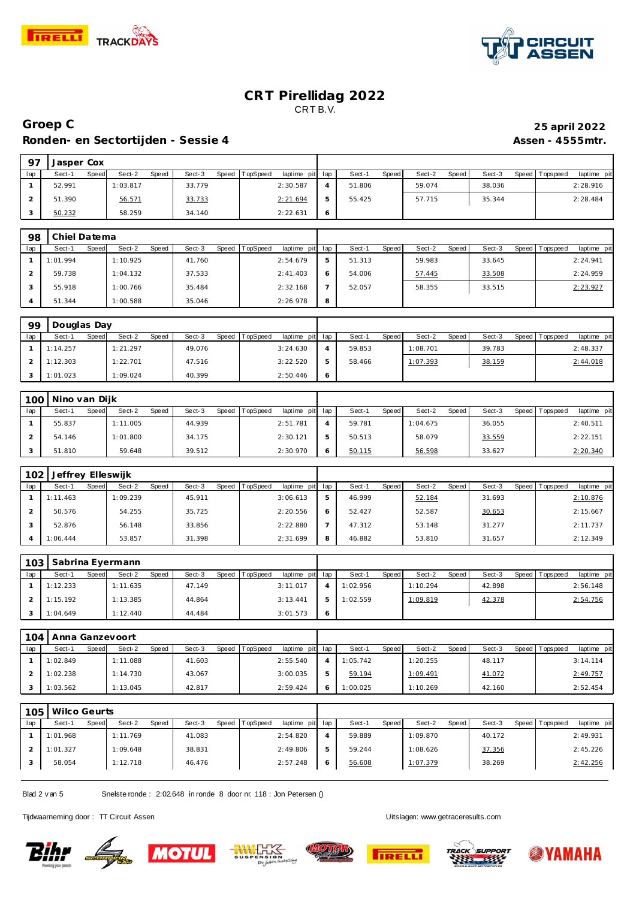# CRT Pirellidag 2022

CRT B.V.

## Groep C

**25 april 2022**

### Ronden- en Sectortijden - Sessie 4

**Assen - 4555mtr.**

| 97 | Jasper Cox | | | | | | | | | | | | | | | |
|---|---|---|---|---|---|---|---|---|---|---|---|---|---|---|---|---|
| lap | Sect-1 | Speed | Sect-2 | Speed | Sect-3 | Speed | TopSpeed | laptime pit | lap | Sect-1 | Speed | Sect-2 | Speed | Sect-3 | Speed | Topspeed laptime pit |
| 1 | 52.991 | | 1:03.817 | | 33.779 | | | 2:30.587 | 4 | 51.806 | | 59.074 | | 38.036 | | 2:28.916 |
| 2 | 51.390 | | 56.571 | | 33.733 | | | 2:21.694 | 5 | 55.425 | | 57.715 | | 35.344 | | 2:28.484 |
| 3 | 50.232 | | 58.259 | | 34.140 | | | 2:22.631 | 6 | | | | | | | |

| 98 | Chiel Datema | | | | | | | | | | | | | | | |
|---|---|---|---|---|---|---|---|---|---|---|---|---|---|---|---|---|
| lap | Sect-1 | Speed | Sect-2 | Speed | Sect-3 | Speed | TopSpeed | laptime pit | lap | Sect-1 | Speed | Sect-2 | Speed | Sect-3 | Speed | Topspeed laptime pit |
| 1 | 1:01.994 | | 1:10.925 | | 41.760 | | | 2:54.679 | 5 | 51.313 | | 59.983 | | 33.645 | | 2:24.941 |
| 2 | 59.738 | | 1:04.132 | | 37.533 | | | 2:41.403 | 6 | 54.006 | | 57.445 | | 33.508 | | 2:24.959 |
| 3 | 55.918 | | 1:00.766 | | 35.484 | | | 2:32.168 | 7 | 52.057 | | 58.355 | | 33.515 | | 2:23.927 |
| 4 | 51.344 | | 1:00.588 | | 35.046 | | | 2:26.978 | 8 | | | | | | | |

| 99 | Douglas Day | | | | | | | | | | | | | | | |
|---|---|---|---|---|---|---|---|---|---|---|---|---|---|---|---|---|
| lap | Sect-1 | Speed | Sect-2 | Speed | Sect-3 | Speed | TopSpeed | laptime pit | lap | Sect-1 | Speed | Sect-2 | Speed | Sect-3 | Speed | Topspeed laptime pit |
| 1 | 1:14.257 | | 1:21.297 | | 49.076 | | | 3:24.630 | 4 | 59.853 | | 1:08.701 | | 39.783 | | 2:48.337 |
| 2 | 1:12.303 | | 1:22.701 | | 47.516 | | | 3:22.520 | 5 | 58.466 | | 1:07.393 | | 38.159 | | 2:44.018 |
| 3 | 1:01.023 | | 1:09.024 | | 40.399 | | | 2:50.446 | 6 | | | | | | | |

| 100 | Nino van Dijk | | | | | | | | | | | | | | | |
|---|---|---|---|---|---|---|---|---|---|---|---|---|---|---|---|---|
| lap | Sect-1 | Speed | Sect-2 | Speed | Sect-3 | Speed | TopSpeed | laptime pit | lap | Sect-1 | Speed | Sect-2 | Speed | Sect-3 | Speed | Topspeed laptime pit |
| 1 | 55.837 | | 1:11.005 | | 44.939 | | | 2:51.781 | 4 | 59.781 | | 1:04.675 | | 36.055 | | 2:40.511 |
| 2 | 54.146 | | 1:01.800 | | 34.175 | | | 2:30.121 | 5 | 50.513 | | 58.079 | | 33.559 | | 2:22.151 |
| 3 | 51.810 | | 59.648 | | 39.512 | | | 2:30.970 | 6 | 50.115 | | 56.598 | | 33.627 | | 2:20.340 |

| 102 | Jeffrey Elleswijk | | | | | | | | | | | | | | | |
|---|---|---|---|---|---|---|---|---|---|---|---|---|---|---|---|---|
| lap | Sect-1 | Speed | Sect-2 | Speed | Sect-3 | Speed | TopSpeed | laptime pit | lap | Sect-1 | Speed | Sect-2 | Speed | Sect-3 | Speed | Topspeed laptime pit |
| 1 | 1:11.463 | | 1:09.239 | | 45.911 | | | 3:06.613 | 5 | 46.999 | | 52.184 | | 31.693 | | 2:10.876 |
| 2 | 50.576 | | 54.255 | | 35.725 | | | 2:20.556 | 6 | 52.427 | | 52.587 | | 30.653 | | 2:15.667 |
| 3 | 52.876 | | 56.148 | | 33.856 | | | 2:22.880 | 7 | 47.312 | | 53.148 | | 31.277 | | 2:11.737 |
| 4 | 1:06.444 | | 53.857 | | 31.398 | | | 2:31.699 | 8 | 46.882 | | 53.810 | | 31.657 | | 2:12.349 |

| 103 | Sabrina Eyermann | | | | | | | | | | | | | | | |
|---|---|---|---|---|---|---|---|---|---|---|---|---|---|---|---|---|
| lap | Sect-1 | Speed | Sect-2 | Speed | Sect-3 | Speed | TopSpeed | laptime pit | lap | Sect-1 | Speed | Sect-2 | Speed | Sect-3 | Speed | Topspeed laptime pit |
| 1 | 1:12.233 | | 1:11.635 | | 47.149 | | | 3:11.017 | 4 | 1:02.956 | | 1:10.294 | | 42.898 | | 2:56.148 |
| 2 | 1:15.192 | | 1:13.385 | | 44.864 | | | 3:13.441 | 5 | 1:02.559 | | 1:09.819 | | 42.378 | | 2:54.756 |
| 3 | 1:04.649 | | 1:12.440 | | 44.484 | | | 3:01.573 | 6 | | | | | | | |

| 104 | Anna Ganzevoort | | | | | | | | | | | | | | | |
|---|---|---|---|---|---|---|---|---|---|---|---|---|---|---|---|---|
| lap | Sect-1 | Speed | Sect-2 | Speed | Sect-3 | Speed | TopSpeed | laptime pit | lap | Sect-1 | Speed | Sect-2 | Speed | Sect-3 | Speed | Topspeed laptime pit |
| 1 | 1:02.849 | | 1:11.088 | | 41.603 | | | 2:55.540 | 4 | 1:05.742 | | 1:20.255 | | 48.117 | | 3:14.114 |
| 2 | 1:02.238 | | 1:14.730 | | 43.067 | | | 3:00.035 | 5 | 59.194 | | 1:09.491 | | 41.072 | | 2:49.757 |
| 3 | 1:03.562 | | 1:13.045 | | 42.817 | | | 2:59.424 | 6 | 1:00.025 | | 1:10.269 | | 42.160 | | 2:52.454 |

| 105 | Wilco Geurts | | | | | | | | | | | | | | | |
|---|---|---|---|---|---|---|---|---|---|---|---|---|---|---|---|---|
| lap | Sect-1 | Speed | Sect-2 | Speed | Sect-3 | Speed | TopSpeed | laptime pit | lap | Sect-1 | Speed | Sect-2 | Speed | Sect-3 | Speed | Topspeed laptime pit |
| 1 | 1:01.968 | | 1:11.769 | | 41.083 | | | 2:54.820 | 4 | 59.889 | | 1:09.870 | | 40.172 | | 2:49.931 |
| 2 | 1:01.327 | | 1:09.648 | | 38.831 | | | 2:49.806 | 5 | 59.244 | | 1:08.626 | | 37.356 | | 2:45.226 |
| 3 | 58.054 | | 1:12.718 | | 46.476 | | | 2:57.248 | 6 | 56.608 | | 1:07.379 | | 38.269 | | 2:42.256 |

Snelste ronde : 2:02.648 in ronde 8 door nr. 118 : Jon Petersen ()

Tijdwaarneming door : TT Circuit Assen

Uitslagen: www.getraceresults.com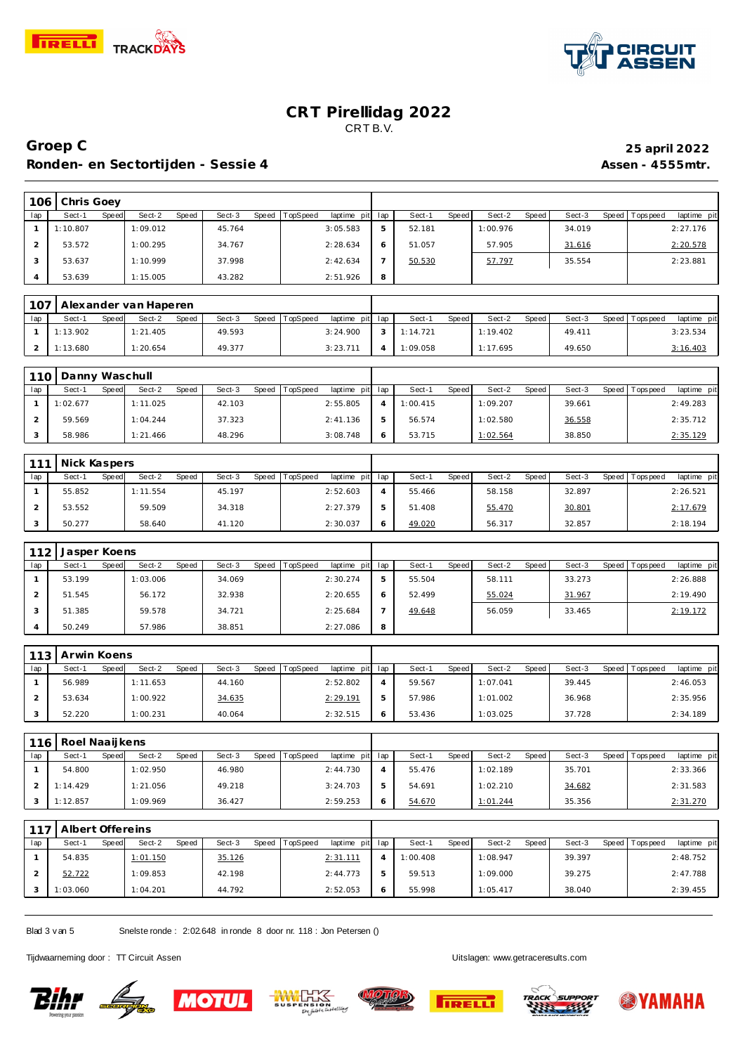# CRT Pirellidag 2022

CRT B.V.

## Groep C

**25 april 2022**

### Ronden- en Sectortijden - Sessie 4

**Assen - 4555mtr.**

**106 Chris Goey**

| lap | Sect-1 | Speed | Sect-2 | Speed | Sect-3 | Speed | TopSpeed | laptime pit | lap | Sect-1 | Speed | Sect-2 | Speed | Sect-3 | Speed | Topspeed | laptime pit |
|---|---|---|---|---|---|---|---|---|---|---|---|---|---|---|---|---|---|
| 1 | 1:10.807 | | 1:09.012 | | 45.764 | | | 3:05.583 | 5 | 52.181 | | 1:00.976 | | 34.019 | | | 2:27.176 |
| 2 | 53.572 | | 1:00.295 | | 34.767 | | | 2:28.634 | 6 | 51.057 | | 57.905 | | 31.616 | | | 2:20.578 |
| 3 | 53.637 | | 1:10.999 | | 37.998 | | | 2:42.634 | 7 | 50.530 | | 57.797 | | 35.554 | | | 2:23.881 |
| 4 | 53.639 | | 1:15.005 | | 43.282 | | | 2:51.926 | 8 | | | | | | | | |

**107 Alexander van Haperen**

| lap | Sect-1 | Speed | Sect-2 | Speed | Sect-3 | Speed | TopSpeed | laptime pit | lap | Sect-1 | Speed | Sect-2 | Speed | Sect-3 | Speed | Topspeed | laptime pit |
|---|---|---|---|---|---|---|---|---|---|---|---|---|---|---|---|---|---|
| 1 | 1:13.902 | | 1:21.405 | | 49.593 | | | 3:24.900 | 3 | 1:14.721 | | 1:19.402 | | 49.411 | | | 3:23.534 |
| 2 | 1:13.680 | | 1:20.654 | | 49.377 | | | 3:23.711 | 4 | 1:09.058 | | 1:17.695 | | 49.650 | | | 3:16.403 |

**110 Danny Waschull**

| lap | Sect-1 | Speed | Sect-2 | Speed | Sect-3 | Speed | TopSpeed | laptime pit | lap | Sect-1 | Speed | Sect-2 | Speed | Sect-3 | Speed | Topspeed | laptime pit |
|---|---|---|---|---|---|---|---|---|---|---|---|---|---|---|---|---|---|
| 1 | 1:02.677 | | 1:11.025 | | 42.103 | | | 2:55.805 | 4 | 1:00.415 | | 1:09.207 | | 39.661 | | | 2:49.283 |
| 2 | 59.569 | | 1:04.244 | | 37.323 | | | 2:41.136 | 5 | 56.574 | | 1:02.580 | | 36.558 | | | 2:35.712 |
| 3 | 58.986 | | 1:21.466 | | 48.296 | | | 3:08.748 | 6 | 53.715 | | 1:02.564 | | 38.850 | | | 2:35.129 |

**111 Nick Kaspers**

| lap | Sect-1 | Speed | Sect-2 | Speed | Sect-3 | Speed | TopSpeed | laptime pit | lap | Sect-1 | Speed | Sect-2 | Speed | Sect-3 | Speed | Topspeed | laptime pit |
|---|---|---|---|---|---|---|---|---|---|---|---|---|---|---|---|---|---|
| 1 | 55.852 | | 1:11.554 | | 45.197 | | | 2:52.603 | 4 | 55.466 | | 58.158 | | 32.897 | | | 2:26.521 |
| 2 | 53.552 | | 59.509 | | 34.318 | | | 2:27.379 | 5 | 51.408 | | 55.470 | | 30.801 | | | 2:17.679 |
| 3 | 50.277 | | 58.640 | | 41.120 | | | 2:30.037 | 6 | 49.020 | | 56.317 | | 32.857 | | | 2:18.194 |

**112 Jasper Koens**

| lap | Sect-1 | Speed | Sect-2 | Speed | Sect-3 | Speed | TopSpeed | laptime pit | lap | Sect-1 | Speed | Sect-2 | Speed | Sect-3 | Speed | Topspeed | laptime pit |
|---|---|---|---|---|---|---|---|---|---|---|---|---|---|---|---|---|---|
| 1 | 53.199 | | 1:03.006 | | 34.069 | | | 2:30.274 | 5 | 55.504 | | 58.111 | | 33.273 | | | 2:26.888 |
| 2 | 51.545 | | 56.172 | | 32.938 | | | 2:20.655 | 6 | 52.499 | | 55.024 | | 31.967 | | | 2:19.490 |
| 3 | 51.385 | | 59.578 | | 34.721 | | | 2:25.684 | 7 | 49.648 | | 56.059 | | 33.465 | | | 2:19.172 |
| 4 | 50.249 | | 57.986 | | 38.851 | | | 2:27.086 | 8 | | | | | | | | |

**113 Arwin Koens**

| lap | Sect-1 | Speed | Sect-2 | Speed | Sect-3 | Speed | TopSpeed | laptime pit | lap | Sect-1 | Speed | Sect-2 | Speed | Sect-3 | Speed | Topspeed | laptime pit |
|---|---|---|---|---|---|---|---|---|---|---|---|---|---|---|---|---|---|
| 1 | 56.989 | | 1:11.653 | | 44.160 | | | 2:52.802 | 4 | 59.567 | | 1:07.041 | | 39.445 | | | 2:46.053 |
| 2 | 53.634 | | 1:00.922 | | 34.635 | | | 2:29.191 | 5 | 57.986 | | 1:01.002 | | 36.968 | | | 2:35.956 |
| 3 | 52.220 | | 1:00.231 | | 40.064 | | | 2:32.515 | 6 | 53.436 | | 1:03.025 | | 37.728 | | | 2:34.189 |

**116 Roel Naaijkens**

| lap | Sect-1 | Speed | Sect-2 | Speed | Sect-3 | Speed | TopSpeed | laptime pit | lap | Sect-1 | Speed | Sect-2 | Speed | Sect-3 | Speed | Topspeed | laptime pit |
|---|---|---|---|---|---|---|---|---|---|---|---|---|---|---|---|---|---|
| 1 | 54.800 | | 1:02.950 | | 46.980 | | | 2:44.730 | 4 | 55.476 | | 1:02.189 | | 35.701 | | | 2:33.366 |
| 2 | 1:14.429 | | 1:21.056 | | 49.218 | | | 3:24.703 | 5 | 54.691 | | 1:02.210 | | 34.682 | | | 2:31.583 |
| 3 | 1:12.857 | | 1:09.969 | | 36.427 | | | 2:59.253 | 6 | 54.670 | | 1:01.244 | | 35.356 | | | 2:31.270 |

**117 Albert Offereins**

| lap | Sect-1 | Speed | Sect-2 | Speed | Sect-3 | Speed | TopSpeed | laptime pit | lap | Sect-1 | Speed | Sect-2 | Speed | Sect-3 | Speed | Topspeed | laptime pit |
|---|---|---|---|---|---|---|---|---|---|---|---|---|---|---|---|---|---|
| 1 | 54.835 | | 1:01.150 | | 35.126 | | | 2:31.111 | 4 | 1:00.408 | | 1:08.947 | | 39.397 | | | 2:48.752 |
| 2 | 52.722 | | 1:09.853 | | 42.198 | | | 2:44.773 | 5 | 59.513 | | 1:09.000 | | 39.275 | | | 2:47.788 |
| 3 | 1:03.060 | | 1:04.201 | | 44.792 | | | 2:52.053 | 6 | 55.998 | | 1:05.417 | | 38.040 | | | 2:39.455 |

Snelste ronde : 2:02.648 in ronde 8 door nr. 118 : Jon Petersen ()

Tijdwaarneming door : TT Circuit Assen

Uitslagen: www.getraceresults.com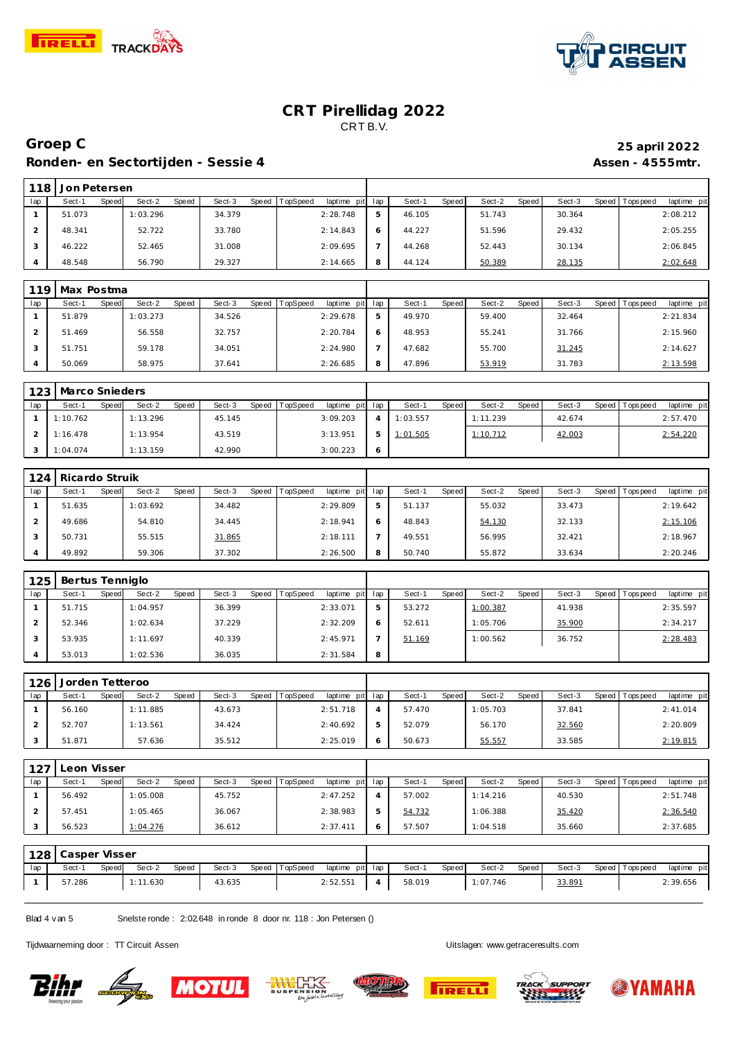# CRT Pirellidag 2022

CRT B.V.

## Groep C

**25 april 2022**

### Ronden- en Sectortijden - Sessie 4

**Assen - 4555mtr.**

**118 | Jon Petersen**

| lap | Sect-1 | Speed | Sect-2 | Speed | Sect-3 | Speed | TopSpeed | laptime pit | lap | Sect-1 | Speed | Sect-2 | Speed | Sect-3 | Speed | Topspeed | laptime pit |
|---|---|---|---|---|---|---|---|---|---|---|---|---|---|---|---|---|---|
| 1 | 51.073 | | 1:03.296 | | 34.379 | | | 2:28.748 | 5 | 46.105 | | 51.743 | | 30.364 | | | 2:08.212 |
| 2 | 48.341 | | 52.722 | | 33.780 | | | 2:14.843 | 6 | 44.227 | | 51.596 | | 29.432 | | | 2:05.255 |
| 3 | 46.222 | | 52.465 | | 31.008 | | | 2:09.695 | 7 | 44.268 | | 52.443 | | 30.134 | | | 2:06.845 |
| 4 | 48.548 | | 56.790 | | 29.327 | | | 2:14.665 | 8 | 44.124 | | 50.389 | | 28.135 | | | 2:02.648 |

**119 | Max Postma**

| lap | Sect-1 | Speed | Sect-2 | Speed | Sect-3 | Speed | TopSpeed | laptime pit | lap | Sect-1 | Speed | Sect-2 | Speed | Sect-3 | Speed | Topspeed | laptime pit |
|---|---|---|---|---|---|---|---|---|---|---|---|---|---|---|---|---|---|
| 1 | 51.879 | | 1:03.273 | | 34.526 | | | 2:29.678 | 5 | 49.970 | | 59.400 | | 32.464 | | | 2:21.834 |
| 2 | 51.469 | | 56.558 | | 32.757 | | | 2:20.784 | 6 | 48.953 | | 55.241 | | 31.766 | | | 2:15.960 |
| 3 | 51.751 | | 59.178 | | 34.051 | | | 2:24.980 | 7 | 47.682 | | 55.700 | | 31.245 | | | 2:14.627 |
| 4 | 50.069 | | 58.975 | | 37.641 | | | 2:26.685 | 8 | 47.896 | | 53.919 | | 31.783 | | | 2:13.598 |

**123 | Marco Snieders**

| lap | Sect-1 | Speed | Sect-2 | Speed | Sect-3 | Speed | TopSpeed | laptime pit | lap | Sect-1 | Speed | Sect-2 | Speed | Sect-3 | Speed | Topspeed | laptime pit |
|---|---|---|---|---|---|---|---|---|---|---|---|---|---|---|---|---|---|
| 1 | 1:10.762 | | 1:13.296 | | 45.145 | | | 3:09.203 | 4 | 1:03.557 | | 1:11.239 | | 42.674 | | | 2:57.470 |
| 2 | 1:16.478 | | 1:13.954 | | 43.519 | | | 3:13.951 | 5 | 1:01.505 | | 1:10.712 | | 42.003 | | | 2:54.220 |
| 3 | 1:04.074 | | 1:13.159 | | 42.990 | | | 3:00.223 | 6 | | | | | | | | |

**124 | Ricardo Struik**

| lap | Sect-1 | Speed | Sect-2 | Speed | Sect-3 | Speed | TopSpeed | laptime pit | lap | Sect-1 | Speed | Sect-2 | Speed | Sect-3 | Speed | Topspeed | laptime pit |
|---|---|---|---|---|---|---|---|---|---|---|---|---|---|---|---|---|---|
| 1 | 51.635 | | 1:03.692 | | 34.482 | | | 2:29.809 | 5 | 51.137 | | 55.032 | | 33.473 | | | 2:19.642 |
| 2 | 49.686 | | 54.810 | | 34.445 | | | 2:18.941 | 6 | 48.843 | | 54.130 | | 32.133 | | | 2:15.106 |
| 3 | 50.731 | | 55.515 | | 31.865 | | | 2:18.111 | 7 | 49.551 | | 56.995 | | 32.421 | | | 2:18.967 |
| 4 | 49.892 | | 59.306 | | 37.302 | | | 2:26.500 | 8 | 50.740 | | 55.872 | | 33.634 | | | 2:20.246 |

**125 | Bertus Tenniglo**

| lap | Sect-1 | Speed | Sect-2 | Speed | Sect-3 | Speed | TopSpeed | laptime pit | lap | Sect-1 | Speed | Sect-2 | Speed | Sect-3 | Speed | Topspeed | laptime pit |
|---|---|---|---|---|---|---|---|---|---|---|---|---|---|---|---|---|---|
| 1 | 51.715 | | 1:04.957 | | 36.399 | | | 2:33.071 | 5 | 53.272 | | 1:00.387 | | 41.938 | | | 2:35.597 |
| 2 | 52.346 | | 1:02.634 | | 37.229 | | | 2:32.209 | 6 | 52.611 | | 1:05.706 | | 35.900 | | | 2:34.217 |
| 3 | 53.935 | | 1:11.697 | | 40.339 | | | 2:45.971 | 7 | 51.169 | | 1:00.562 | | 36.752 | | | 2:28.483 |
| 4 | 53.013 | | 1:02.536 | | 36.035 | | | 2:31.584 | 8 | | | | | | | | |

**126 | Jorden Tetteroo**

| lap | Sect-1 | Speed | Sect-2 | Speed | Sect-3 | Speed | TopSpeed | laptime pit | lap | Sect-1 | Speed | Sect-2 | Speed | Sect-3 | Speed | Topspeed | laptime pit |
|---|---|---|---|---|---|---|---|---|---|---|---|---|---|---|---|---|---|
| 1 | 56.160 | | 1:11.885 | | 43.673 | | | 2:51.718 | 4 | 57.470 | | 1:05.703 | | 37.841 | | | 2:41.014 |
| 2 | 52.707 | | 1:13.561 | | 34.424 | | | 2:40.692 | 5 | 52.079 | | 56.170 | | 32.560 | | | 2:20.809 |
| 3 | 51.871 | | 57.636 | | 35.512 | | | 2:25.019 | 6 | 50.673 | | 55.557 | | 33.585 | | | 2:19.815 |

**127 | Leon Visser**

| lap | Sect-1 | Speed | Sect-2 | Speed | Sect-3 | Speed | TopSpeed | laptime pit | lap | Sect-1 | Speed | Sect-2 | Speed | Sect-3 | Speed | Topspeed | laptime pit |
|---|---|---|---|---|---|---|---|---|---|---|---|---|---|---|---|---|---|
| 1 | 56.492 | | 1:05.008 | | 45.752 | | | 2:47.252 | 4 | 57.002 | | 1:14.216 | | 40.530 | | | 2:51.748 |
| 2 | 57.451 | | 1:05.465 | | 36.067 | | | 2:38.983 | 5 | 54.732 | | 1:06.388 | | 35.420 | | | 2:36.540 |
| 3 | 56.523 | | 1:04.276 | | 36.612 | | | 2:37.411 | 6 | 57.507 | | 1:04.518 | | 35.660 | | | 2:37.685 |

**128 | Casper Visser**

| lap | Sect-1 | Speed | Sect-2 | Speed | Sect-3 | Speed | TopSpeed | laptime pit | lap | Sect-1 | Speed | Sect-2 | Speed | Sect-3 | Speed | Topspeed | laptime pit |
|---|---|---|---|---|---|---|---|---|---|---|---|---|---|---|---|---|---|
| 1 | 57.286 | | 1:11.630 | | 43.635 | | | 2:52.551 | 4 | 58.019 | | 1:07.746 | | 33.891 | | | 2:39.656 |

Snelste ronde : 2:02.648 in ronde 8 door nr. 118 : Jon Petersen ()

Tijdwaarneming door : TT Circuit Assen

Uitslagen: www.getraceresults.com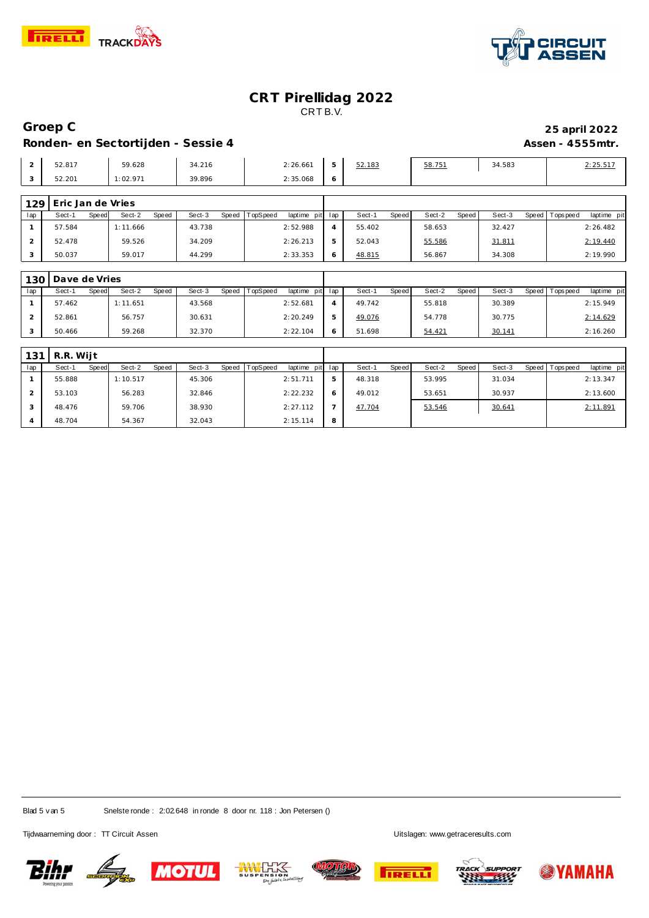# CRT Pirellidag 2022

CRT B.V.

## Groep C

**Ronden- en Sectortijden - Sessie 4**

**25 april 2022**

**Assen - 4555mtr.**

| lap | Sect-1 | Speed | Sect-2 | Speed | Sect-3 | Speed | TopSpeed | laptime pit | lap | Sect-1 | Speed | Sect-2 | Speed | Sect-3 | Speed | Topspeed | laptime pit |
|---|---|---|---|---|---|---|---|---|---|---|---|---|---|---|---|---|---|
| 2 | 52.817 | | 59.628 | | 34.216 | | | 2:26.661 | 5 | 52.183 | | 58.751 | | 34.583 | | | 2:25.517 |
| 3 | 52.201 | | 1:02.971 | | 39.896 | | | 2:35.068 | 6 | | | | | | | | |

### 129 Eric Jan de Vries

| lap | Sect-1 | Speed | Sect-2 | Speed | Sect-3 | Speed | TopSpeed | laptime pit | lap | Sect-1 | Speed | Sect-2 | Speed | Sect-3 | Speed | Topspeed | laptime pit |
|---|---|---|---|---|---|---|---|---|---|---|---|---|---|---|---|---|---|
| 1 | 57.584 | | 1:11.666 | | 43.738 | | | 2:52.988 | 4 | 55.402 | | 58.653 | | 32.427 | | | 2:26.482 |
| 2 | 52.478 | | 59.526 | | 34.209 | | | 2:26.213 | 5 | 52.043 | | 55.586 | | 31.811 | | | 2:19.440 |
| 3 | 50.037 | | 59.017 | | 44.299 | | | 2:33.353 | 6 | 48.815 | | 56.867 | | 34.308 | | | 2:19.990 |

### 130 Dave de Vries

| lap | Sect-1 | Speed | Sect-2 | Speed | Sect-3 | Speed | TopSpeed | laptime pit | lap | Sect-1 | Speed | Sect-2 | Speed | Sect-3 | Speed | Topspeed | laptime pit |
|---|---|---|---|---|---|---|---|---|---|---|---|---|---|---|---|---|---|
| 1 | 57.462 | | 1:11.651 | | 43.568 | | | 2:52.681 | 4 | 49.742 | | 55.818 | | 30.389 | | | 2:15.949 |
| 2 | 52.861 | | 56.757 | | 30.631 | | | 2:20.249 | 5 | 49.076 | | 54.778 | | 30.775 | | | 2:14.629 |
| 3 | 50.466 | | 59.268 | | 32.370 | | | 2:22.104 | 6 | 51.698 | | 54.421 | | 30.141 | | | 2:16.260 |

### 131 R.R. Wijt

| lap | Sect-1 | Speed | Sect-2 | Speed | Sect-3 | Speed | TopSpeed | laptime pit | lap | Sect-1 | Speed | Sect-2 | Speed | Sect-3 | Speed | Topspeed | laptime pit |
|---|---|---|---|---|---|---|---|---|---|---|---|---|---|---|---|---|---|
| 1 | 55.888 | | 1:10.517 | | 45.306 | | | 2:51.711 | 5 | 48.318 | | 53.995 | | 31.034 | | | 2:13.347 |
| 2 | 53.103 | | 56.283 | | 32.846 | | | 2:22.232 | 6 | 49.012 | | 53.651 | | 30.937 | | | 2:13.600 |
| 3 | 48.476 | | 59.706 | | 38.930 | | | 2:27.112 | 7 | 47.704 | | 53.546 | | 30.641 | | | 2:11.891 |
| 4 | 48.704 | | 54.367 | | 32.043 | | | 2:15.114 | 8 | | | | | | | | |

Snelste ronde : 2:02.648 in ronde 8 door nr. 118 : Jon Petersen ()

Tijdwaarneming door : TT Circuit Assen

Uitslagen: www.getraceresults.com